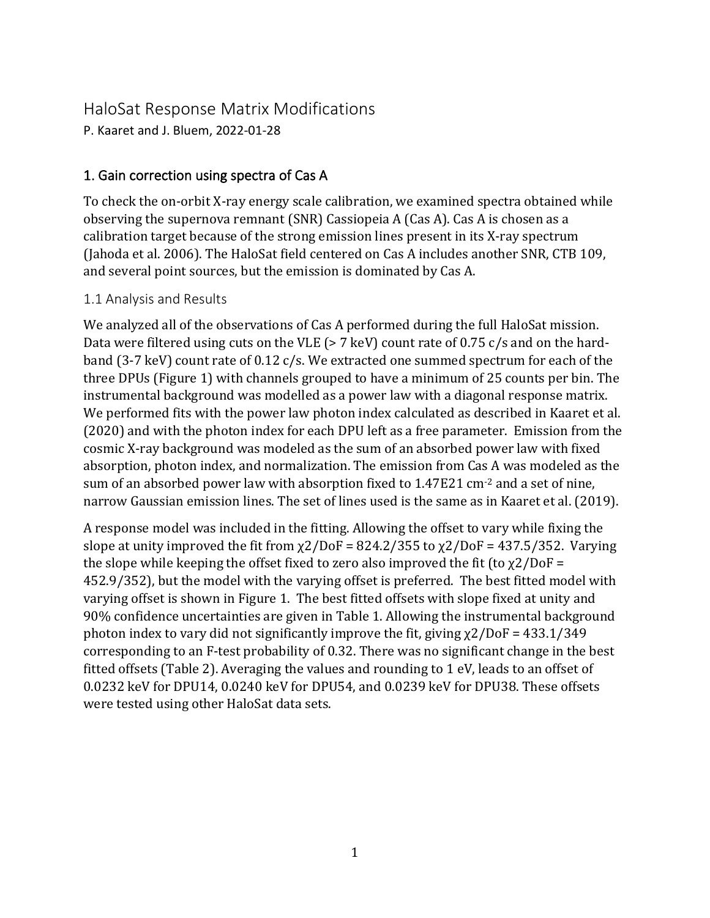# HaloSat Response Matrix Modifications

P. Kaaret and J. Bluem, 2022-01-28

## 1. Gain correction using spectra of Cas A

To check the on-orbit X-ray energy scale calibration, we examined spectra obtained while observing the supernova remnant (SNR) Cassiopeia A (Cas A). Cas A is chosen as a calibration target because of the strong emission lines present in its X-ray spectrum (Jahoda et al. 2006). The HaloSat field centered on Cas A includes another SNR, CTB 109, and several point sources, but the emission is dominated by Cas A.

### 1.1 Analysis and Results

We analyzed all of the observations of Cas A performed during the full HaloSat mission. Data were filtered using cuts on the VLE (> 7 keV) count rate of 0.75 c/s and on the hard-band (3-7 keV) count rate of 0.12 c/s. We extracted one summed spectrum for each of the three DPUs (Figure 1) with channels grouped to have a minimum of 25 counts per bin. The instrumental background was modelled as a power law with a diagonal response matrix. We performed fits with the power law photon index calculated as described in Kaaret et al. (2020) and with the photon index for each DPU left as a free parameter. Emission from the cosmic X-ray background was modeled as the sum of an absorbed power law with fixed absorption, photon index, and normalization. The emission from Cas A was modeled as the sum of an absorbed power law with absorption fixed to 1.47E21 $cm^{-2}$ and a set of nine, narrow Gaussian emission lines. The set of lines used is the same as in Kaaret et al. (2019).

A response model was included in the fitting. Allowing the offset to vary while fixing the slope at unity improved the fit from $\chi^2$/DoF = 824.2/355 to $\chi^2$/DoF = 437.5/352. Varying the slope while keeping the offset fixed to zero also improved the fit (to $\chi^2$/DoF = 452.9/352), but the model with the varying offset is preferred. The best fitted model with varying offset is shown in Figure 1. The best fitted offsets with slope fixed at unity and 90% confidence uncertainties are given in Table 1. Allowing the instrumental background photon index to vary did not significantly improve the fit, giving $\chi^2$/DoF = 433.1/349 corresponding to an F-test probability of 0.32. There was no significant change in the best fitted offsets (Table 2). Averaging the values and rounding to 1 eV, leads to an offset of 0.0232 keV for DPU14, 0.0240 keV for DPU54, and 0.0239 keV for DPU38. These offsets were tested using other HaloSat data sets.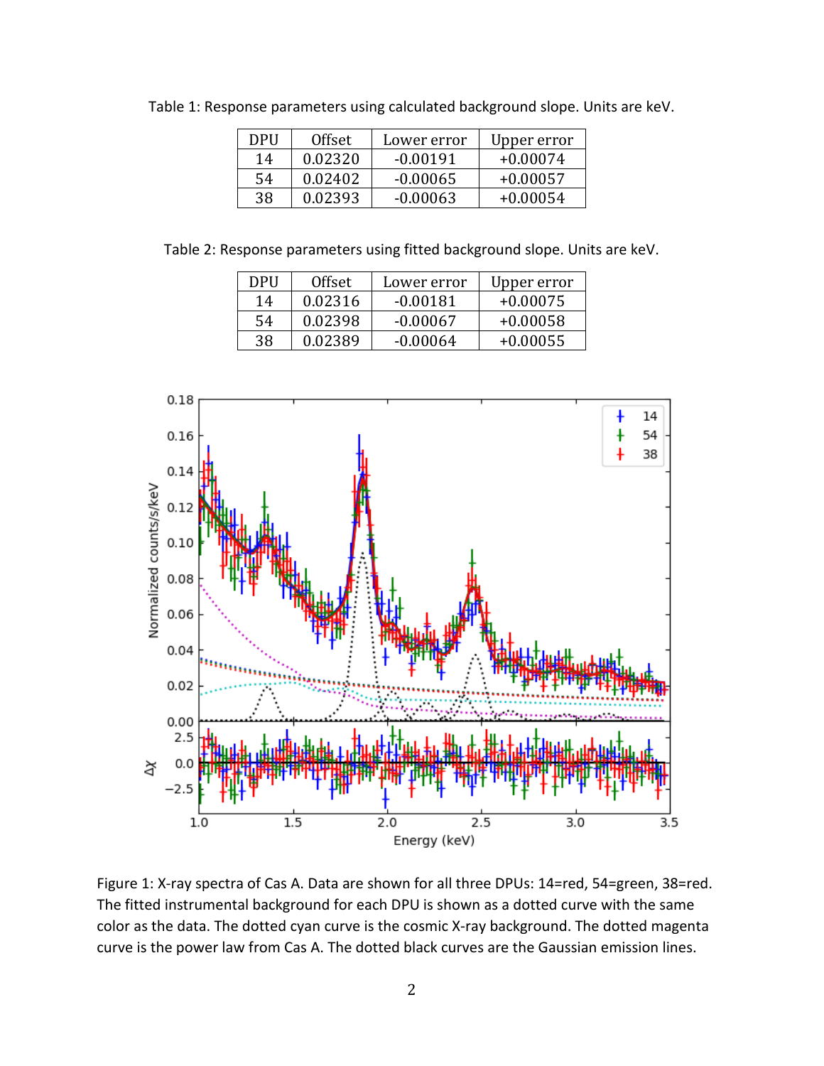Table 1: Response parameters using calculated background slope. Units are keV.

| DPU | Offset | Lower error | Upper error |
|---|---|---|---|
| 14 | 0.02320 | -0.00191 | +0.00074 |
| 54 | 0.02402 | -0.00065 | +0.00057 |
| 38 | 0.02393 | -0.00063 | +0.00054 |

Table 2: Response parameters using fitted background slope. Units are keV.

| DPU | Offset | Lower error | Upper error |
|---|---|---|---|
| 14 | 0.02316 | -0.00181 | +0.00075 |
| 54 | 0.02398 | -0.00067 | +0.00058 |
| 38 | 0.02389 | -0.00064 | +0.00055 |

Figure 1: X-ray spectra of Cas A. Data are shown for all three DPUs: 14=red, 54=green, 38=red. The fitted instrumental background for each DPU is shown as a dotted curve with the same color as the data. The dotted cyan curve is the cosmic X-ray background. The dotted magenta curve is the power law from Cas A. The dotted black curves are the Gaussian emission lines.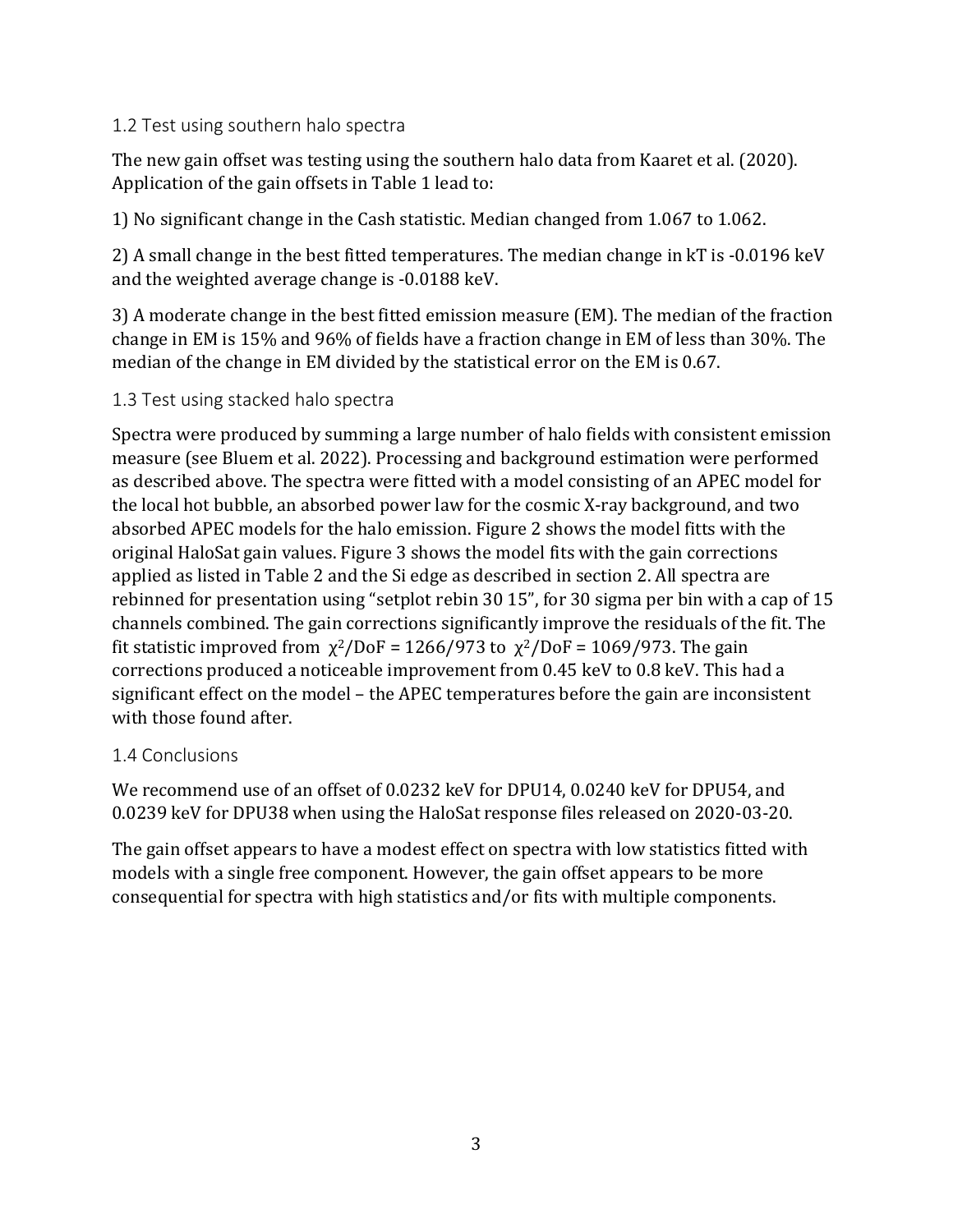### 1.2 Test using southern halo spectra

The new gain offset was testing using the southern halo data from Kaaret et al. (2020). Application of the gain offsets in Table 1 lead to:

1) No significant change in the Cash statistic. Median changed from 1.067 to 1.062.

2) A small change in the best fitted temperatures. The median change in kT is -0.0196 keV and the weighted average change is -0.0188 keV.

3) A moderate change in the best fitted emission measure (EM). The median of the fraction change in EM is 15% and 96% of fields have a fraction change in EM of less than 30%. The median of the change in EM divided by the statistical error on the EM is 0.67.

### 1.3 Test using stacked halo spectra

Spectra were produced by summing a large number of halo fields with consistent emission measure (see Bluem et al. 2022). Processing and background estimation were performed as described above. The spectra were fitted with a model consisting of an APEC model for the local hot bubble, an absorbed power law for the cosmic X-ray background, and two absorbed APEC models for the halo emission. Figure 2 shows the model fitts with the original HaloSat gain values. Figure 3 shows the model fits with the gain corrections applied as listed in Table 2 and the Si edge as described in section 2. All spectra are rebinned for presentation using "setplot rebin 30 15", for 30 sigma per bin with a cap of 15 channels combined. The gain corrections significantly improve the residuals of the fit. The fit statistic improved from $\chi^2$/DoF = 1266/973 to $\chi^2$/DoF = 1069/973. The gain corrections produced a noticeable improvement from 0.45 keV to 0.8 keV. This had a significant effect on the model – the APEC temperatures before the gain are inconsistent with those found after.

### 1.4 Conclusions

We recommend use of an offset of 0.0232 keV for DPU14, 0.0240 keV for DPU54, and 0.0239 keV for DPU38 when using the HaloSat response files released on 2020-03-20.

The gain offset appears to have a modest effect on spectra with low statistics fitted with models with a single free component. However, the gain offset appears to be more consequential for spectra with high statistics and/or fits with multiple components.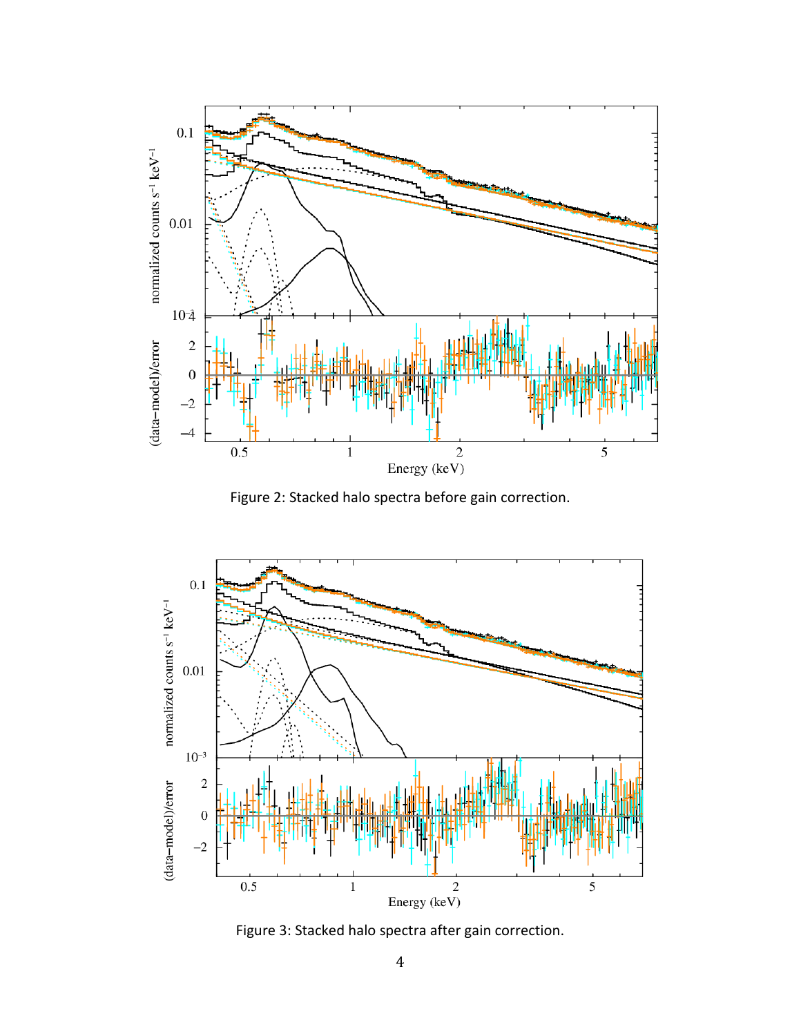Figure 2: Stacked halo spectra before gain correction.

Figure 3: Stacked halo spectra after gain correction.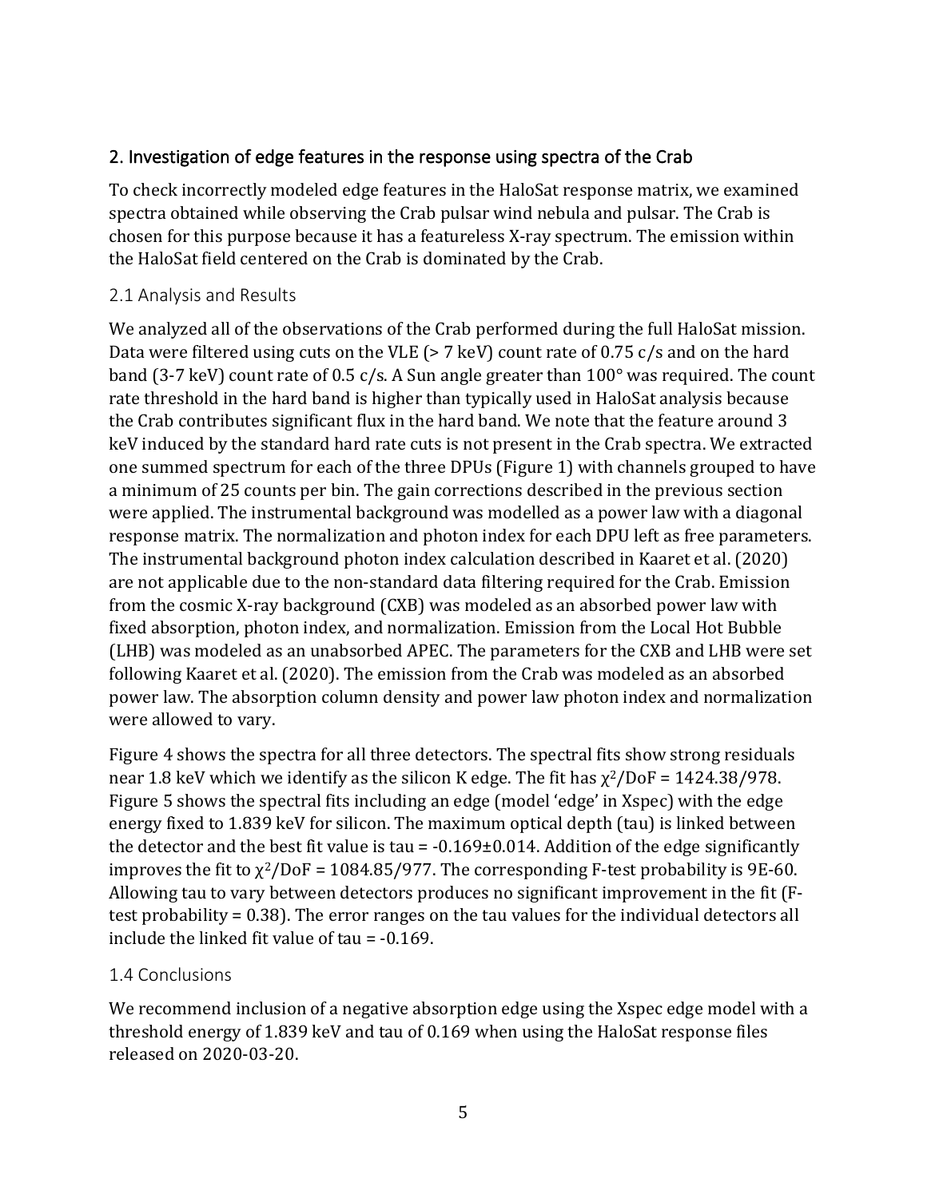## 2. Investigation of edge features in the response using spectra of the Crab

To check incorrectly modeled edge features in the HaloSat response matrix, we examined spectra obtained while observing the Crab pulsar wind nebula and pulsar. The Crab is chosen for this purpose because it has a featureless X-ray spectrum. The emission within the HaloSat field centered on the Crab is dominated by the Crab.

### 2.1 Analysis and Results

We analyzed all of the observations of the Crab performed during the full HaloSat mission. Data were filtered using cuts on the VLE (> 7 keV) count rate of 0.75 c/s and on the hard band (3-7 keV) count rate of 0.5 c/s. A Sun angle greater than 100° was required. The count rate threshold in the hard band is higher than typically used in HaloSat analysis because the Crab contributes significant flux in the hard band. We note that the feature around 3 keV induced by the standard hard rate cuts is not present in the Crab spectra. We extracted one summed spectrum for each of the three DPUs (Figure 1) with channels grouped to have a minimum of 25 counts per bin. The gain corrections described in the previous section were applied. The instrumental background was modelled as a power law with a diagonal response matrix. The normalization and photon index for each DPU left as free parameters. The instrumental background photon index calculation described in Kaaret et al. (2020) are not applicable due to the non-standard data filtering required for the Crab. Emission from the cosmic X-ray background (CXB) was modeled as an absorbed power law with fixed absorption, photon index, and normalization. Emission from the Local Hot Bubble (LHB) was modeled as an unabsorbed APEC. The parameters for the CXB and LHB were set following Kaaret et al. (2020). The emission from the Crab was modeled as an absorbed power law. The absorption column density and power law photon index and normalization were allowed to vary.

Figure 4 shows the spectra for all three detectors. The spectral fits show strong residuals near 1.8 keV which we identify as the silicon K edge. The fit has $\chi^2$/DoF = 1424.38/978. Figure 5 shows the spectral fits including an edge (model 'edge' in Xspec) with the edge energy fixed to 1.839 keV for silicon. The maximum optical depth (tau) is linked between the detector and the best fit value is tau = -0.169±0.014. Addition of the edge significantly improves the fit to $\chi^2$/DoF = 1084.85/977. The corresponding F-test probability is 9E-60. Allowing tau to vary between detectors produces no significant improvement in the fit (F-test probability = 0.38). The error ranges on the tau values for the individual detectors all include the linked fit value of tau = -0.169.

### 1.4 Conclusions

We recommend inclusion of a negative absorption edge using the Xspec edge model with a threshold energy of 1.839 keV and tau of 0.169 when using the HaloSat response files released on 2020-03-20.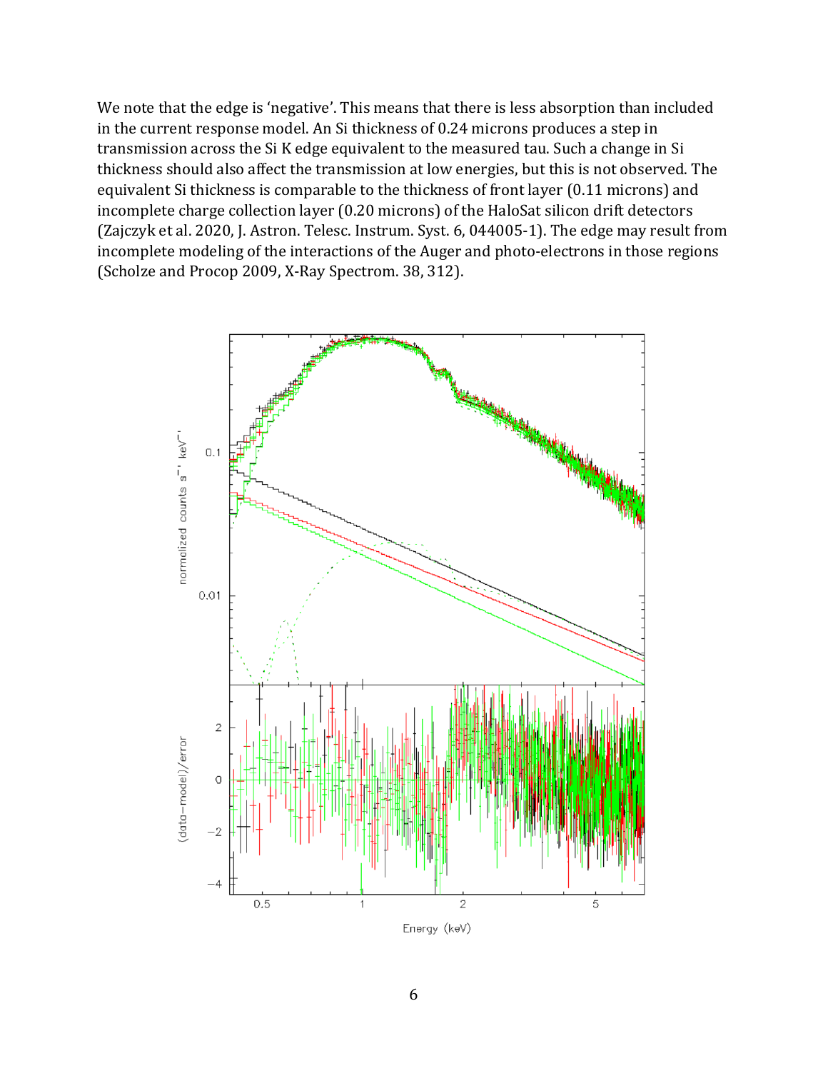We note that the edge is 'negative'. This means that there is less absorption than included in the current response model. An Si thickness of 0.24 microns produces a step in transmission across the Si K edge equivalent to the measured tau. Such a change in Si thickness should also affect the transmission at low energies, but this is not observed. The equivalent Si thickness is comparable to the thickness of front layer (0.11 microns) and incomplete charge collection layer (0.20 microns) of the HaloSat silicon drift detectors (Zajczyk et al. 2020, J. Astron. Telesc. Instrum. Syst. 6, 044005-1). The edge may result from incomplete modeling of the interactions of the Auger and photo-electrons in those regions (Scholze and Procop 2009, X-Ray Spectrom. 38, 312).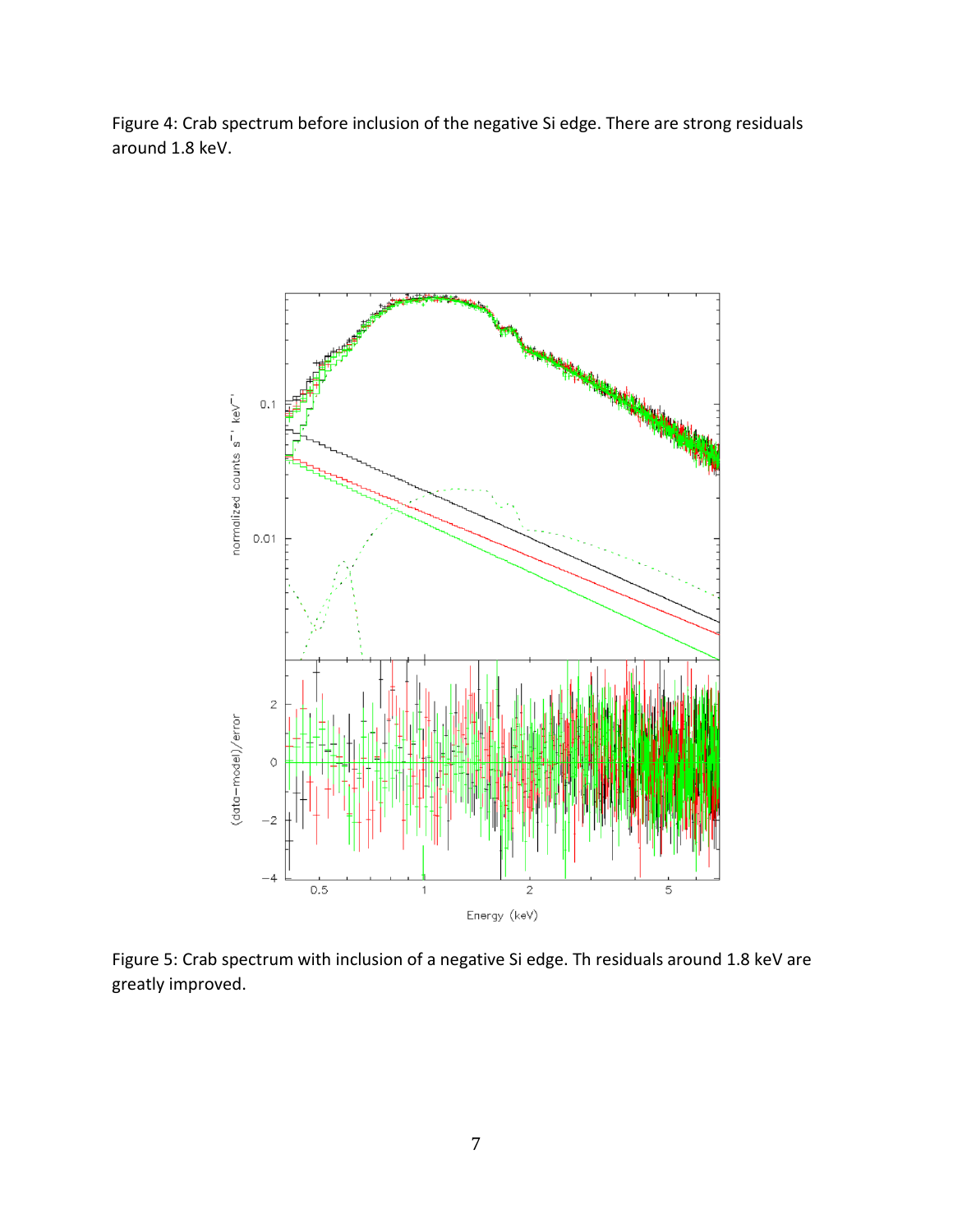Figure 4: Crab spectrum before inclusion of the negative Si edge. There are strong residuals around 1.8 keV.

normalized counts s$^{-1}$ keV$^{-1}$

0.1

0.01

(data−model)/error

2

0

−2

−4

0.5

1

2

5

Energy (keV)

Figure 5: Crab spectrum with inclusion of a negative Si edge. Th residuals around 1.8 keV are greatly improved.